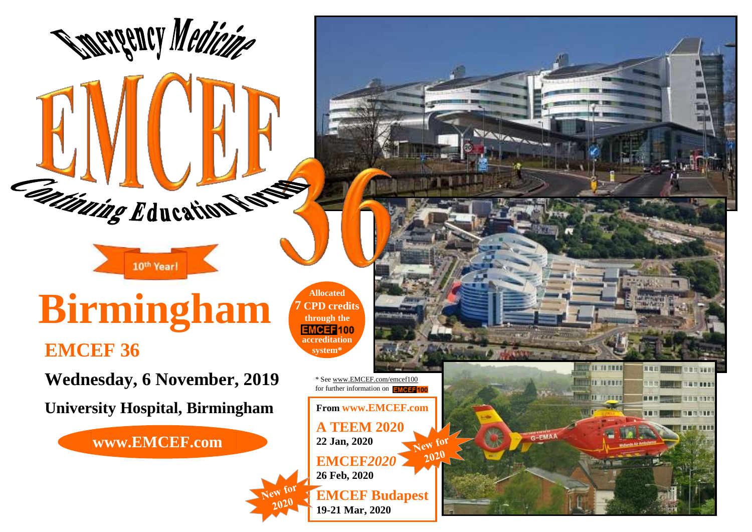# Emergency Medicine

# EMCEF

## Continuing Education Forum 36

10th Year!

# Birmingham

## EMCEF 36

**Wednesday, 6 November, 2019**

**University Hospital, Birmingham**

**www.EMCEF.com**

**Allocated 7 CPD credits through the EMCEF100 accreditation system***

* See www.EMCEF.com/emcef100 for further information on EMCEF100

**From www.EMCEF.com**

**A TEEM 2020**
**22 Jan, 2020**

New for 2020

**EMCEF*2020***
**26 Feb, 2020**

New for 2020

**EMCEF Budapest**
**19-21 Mar, 2020**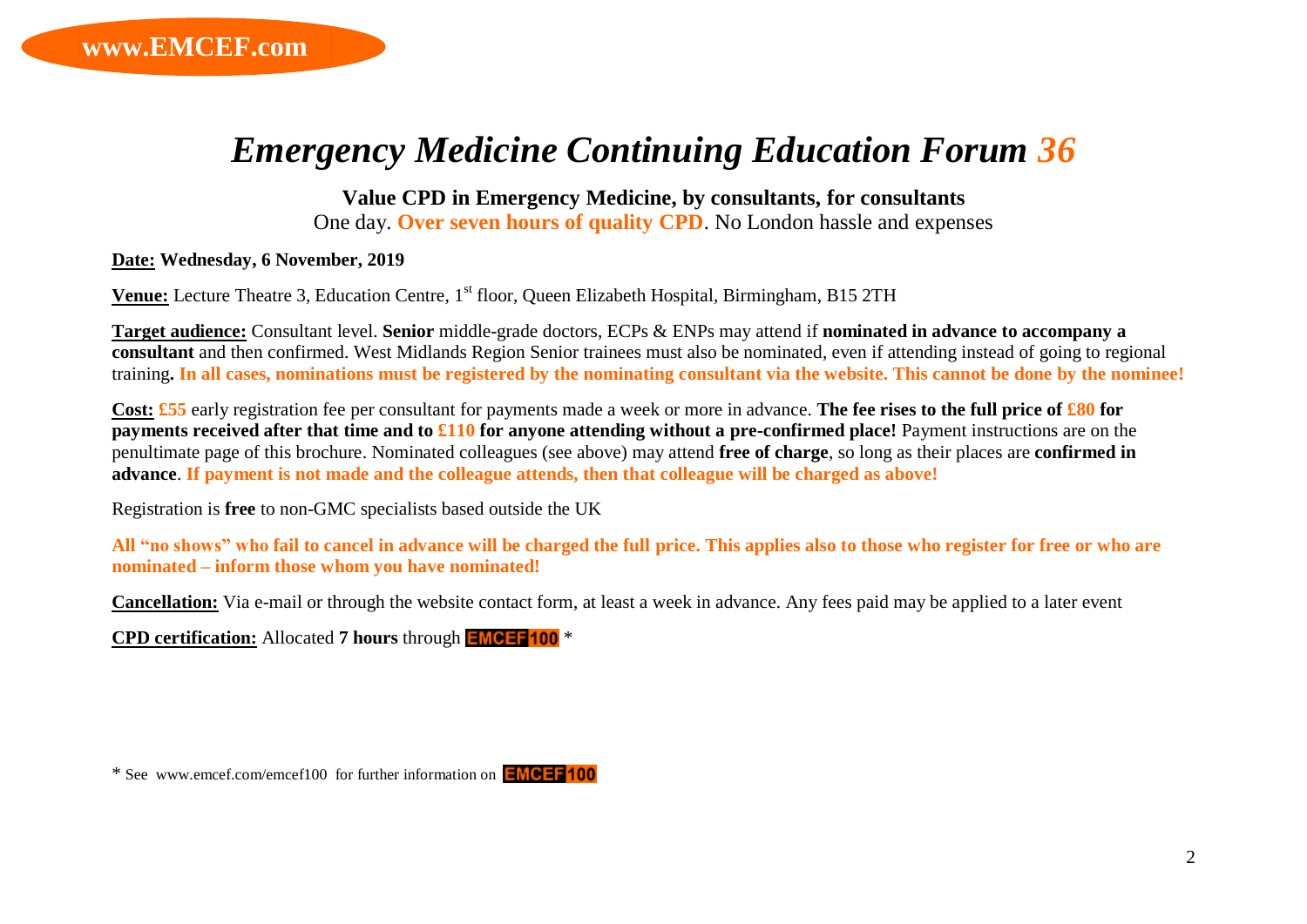www.EMCEF.com

# *Emergency Medicine Continuing Education Forum 36*

**Value CPD in Emergency Medicine, by consultants, for consultants**

One day. **Over seven hours of quality CPD**. No London hassle and expenses

**Date:** **Wednesday, 6 November, 2019**

**Venue:** Lecture Theatre 3, Education Centre, 1st floor, Queen Elizabeth Hospital, Birmingham, B15 2TH

**Target audience:** Consultant level. **Senior** middle-grade doctors, ECPs & ENPs may attend if **nominated in advance to accompany a consultant** and then confirmed. West Midlands Region Senior trainees must also be nominated, even if attending instead of going to regional training**. In all cases, nominations must be registered by the nominating consultant via the website. This cannot be done by the nominee!**

**Cost:** **£55** early registration fee per consultant for payments made a week or more in advance. **The fee rises to the full price of £80 for payments received after that time and to £110 for anyone attending without a pre-confirmed place!** Payment instructions are on the penultimate page of this brochure. Nominated colleagues (see above) may attend **free of charge**, so long as their places are **confirmed in advance**. **If payment is not made and the colleague attends, then that colleague will be charged as above!**

Registration is **free** to non-GMC specialists based outside the UK

**All "no shows" who fail to cancel in advance will be charged the full price. This applies also to those who register for free or who are nominated – inform those whom you have nominated!**

**Cancellation:** Via e-mail or through the website contact form, at least a week in advance. Any fees paid may be applied to a later event

**CPD certification:** Allocated **7 hours** through **EMCEF100** *

* See www.emcef.com/emcef100 for further information on **EMCEF100**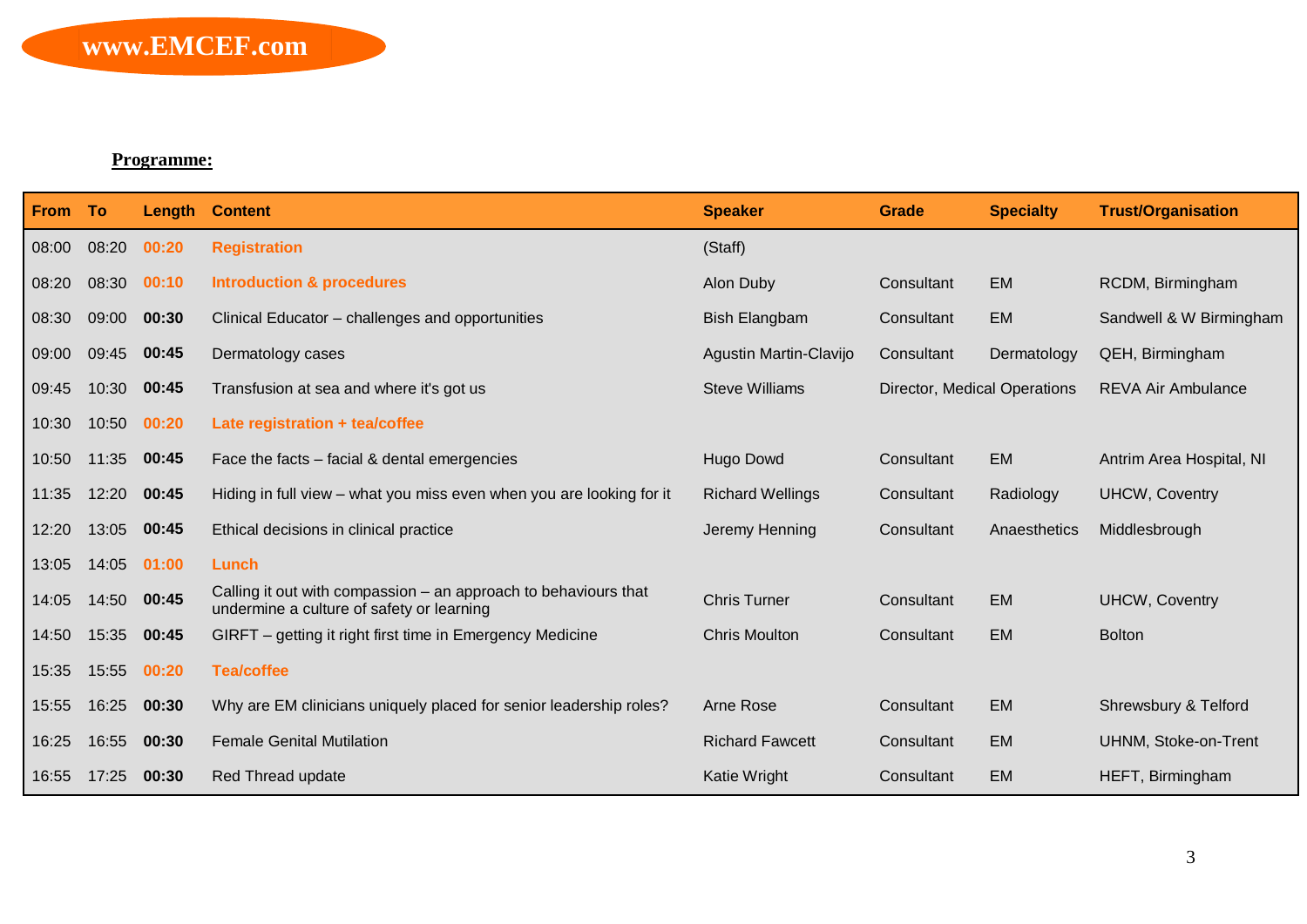**www.EMCEF.com**

**Programme:**

| From | To | Length | Content | Speaker | Grade | Specialty | Trust/Organisation |
|---|---|---|---|---|---|---|---|
| 08:00 | 08:20 | 00:20 | **Registration** | (Staff) | | | |
| 08:20 | 08:30 | 00:10 | **Introduction & procedures** | Alon Duby | Consultant | EM | RCDM, Birmingham |
| 08:30 | 09:00 | 00:30 | Clinical Educator – challenges and opportunities | Bish Elangbam | Consultant | EM | Sandwell & W Birmingham |
| 09:00 | 09:45 | 00:45 | Dermatology cases | Agustin Martin-Clavijo | Consultant | Dermatology | QEH, Birmingham |
| 09:45 | 10:30 | 00:45 | Transfusion at sea and where it's got us | Steve Williams | Director, Medical Operations | | REVA Air Ambulance |
| 10:30 | 10:50 | 00:20 | **Late registration + tea/coffee** | | | | |
| 10:50 | 11:35 | 00:45 | Face the facts – facial & dental emergencies | Hugo Dowd | Consultant | EM | Antrim Area Hospital, NI |
| 11:35 | 12:20 | 00:45 | Hiding in full view – what you miss even when you are looking for it | Richard Wellings | Consultant | Radiology | UHCW, Coventry |
| 12:20 | 13:05 | 00:45 | Ethical decisions in clinical practice | Jeremy Henning | Consultant | Anaesthetics | Middlesbrough |
| 13:05 | 14:05 | 01:00 | **Lunch** | | | | |
| 14:05 | 14:50 | 00:45 | Calling it out with compassion – an approach to behaviours that undermine a culture of safety or learning | Chris Turner | Consultant | EM | UHCW, Coventry |
| 14:50 | 15:35 | 00:45 | GIRFT – getting it right first time in Emergency Medicine | Chris Moulton | Consultant | EM | Bolton |
| 15:35 | 15:55 | 00:20 | **Tea/coffee** | | | | |
| 15:55 | 16:25 | 00:30 | Why are EM clinicians uniquely placed for senior leadership roles? | Arne Rose | Consultant | EM | Shrewsbury & Telford |
| 16:25 | 16:55 | 00:30 | Female Genital Mutilation | Richard Fawcett | Consultant | EM | UHNM, Stoke-on-Trent |
| 16:55 | 17:25 | 00:30 | Red Thread update | Katie Wright | Consultant | EM | HEFT, Birmingham |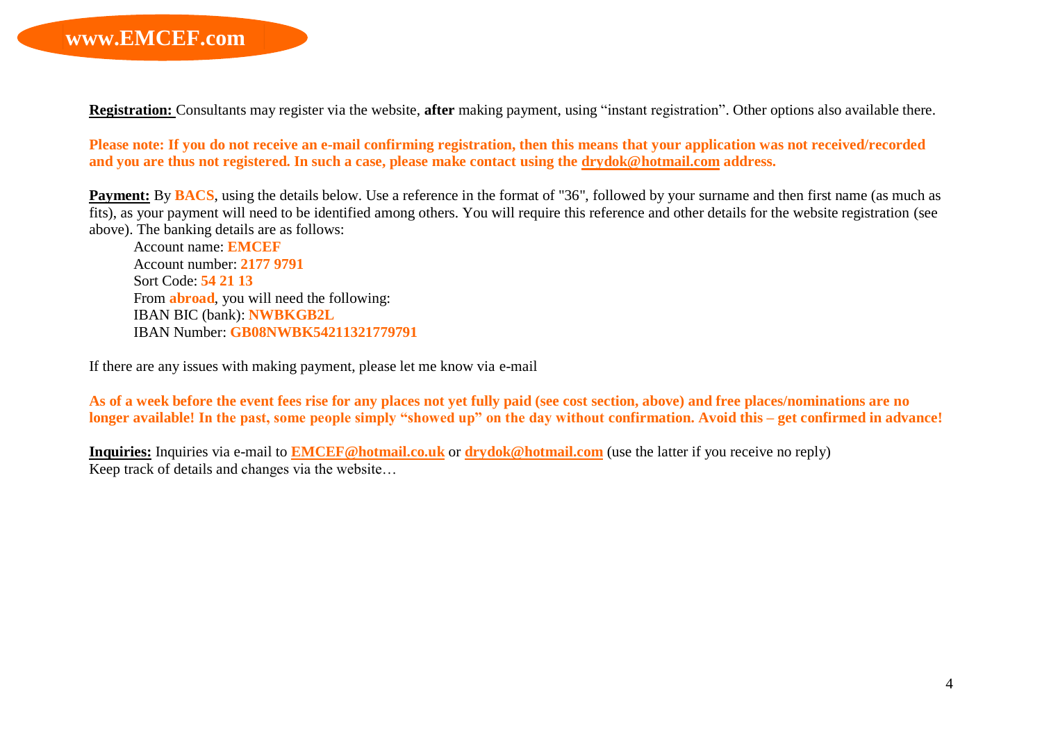**www.EMCEF.com**

**Registration:** Consultants may register via the website, **after** making payment, using "instant registration". Other options also available there.

**Please note: If you do not receive an e-mail confirming registration, then this means that your application was not received/recorded and you are thus not registered. In such a case, please make contact using the drydok@hotmail.com address.**

**Payment:** By **BACS**, using the details below. Use a reference in the format of "36", followed by your surname and then first name (as much as fits), as your payment will need to be identified among others. You will require this reference and other details for the website registration (see above). The banking details are as follows:

Account name: **EMCEF**
Account number: **2177 9791**
Sort Code: **54 21 13**
From **abroad**, you will need the following:
IBAN BIC (bank): **NWBKGB2L**
IBAN Number: **GB08NWBK54211321779791**

If there are any issues with making payment, please let me know via e-mail

**As of a week before the event fees rise for any places not yet fully paid (see cost section, above) and free places/nominations are no longer available! In the past, some people simply "showed up" on the day without confirmation. Avoid this – get confirmed in advance!**

**Inquiries:** Inquiries via e-mail to **EMCEF@hotmail.co.uk** or **drydok@hotmail.com** (use the latter if you receive no reply)
Keep track of details and changes via the website…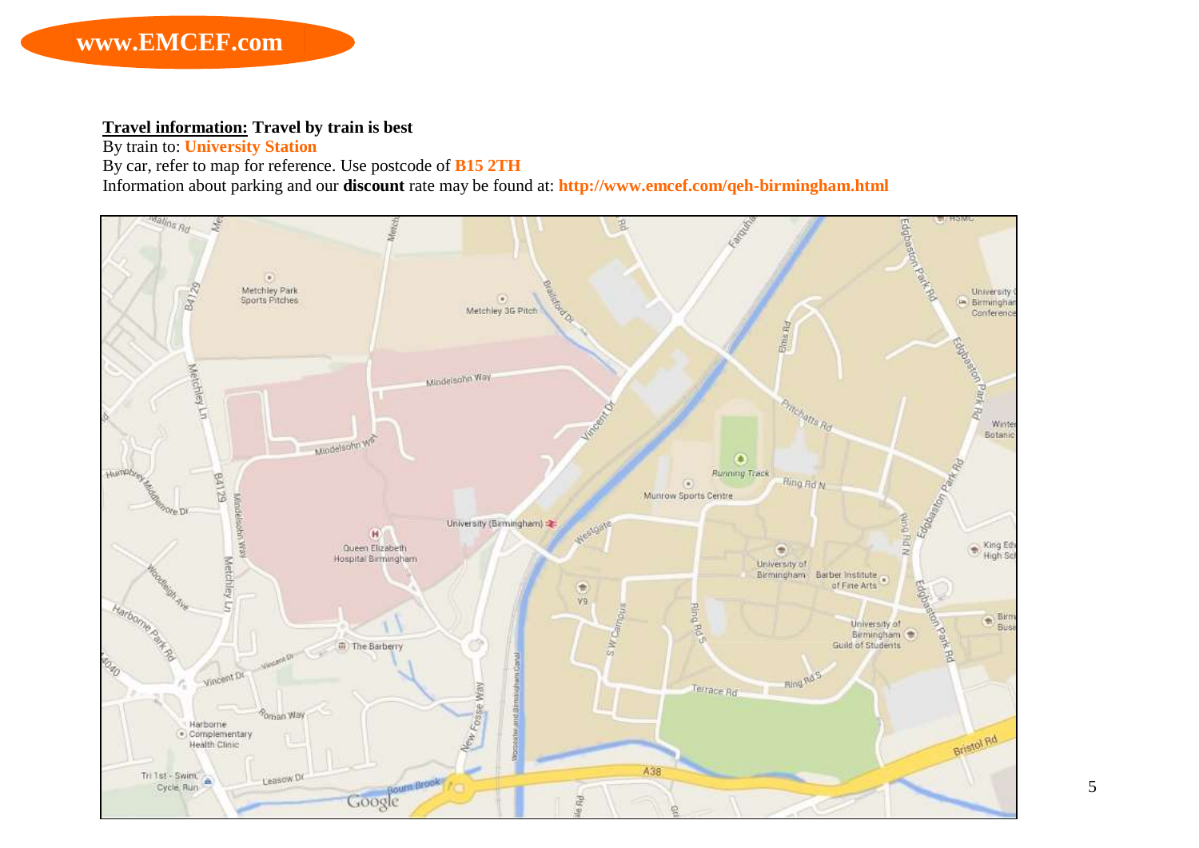**Travel information: Travel by train is best**

By train to: **University Station**

By car, refer to map for reference. Use postcode of **B15 2TH**

Information about parking and our **discount** rate may be found at: **http://www.emcef.com/qeh-birmingham.html**